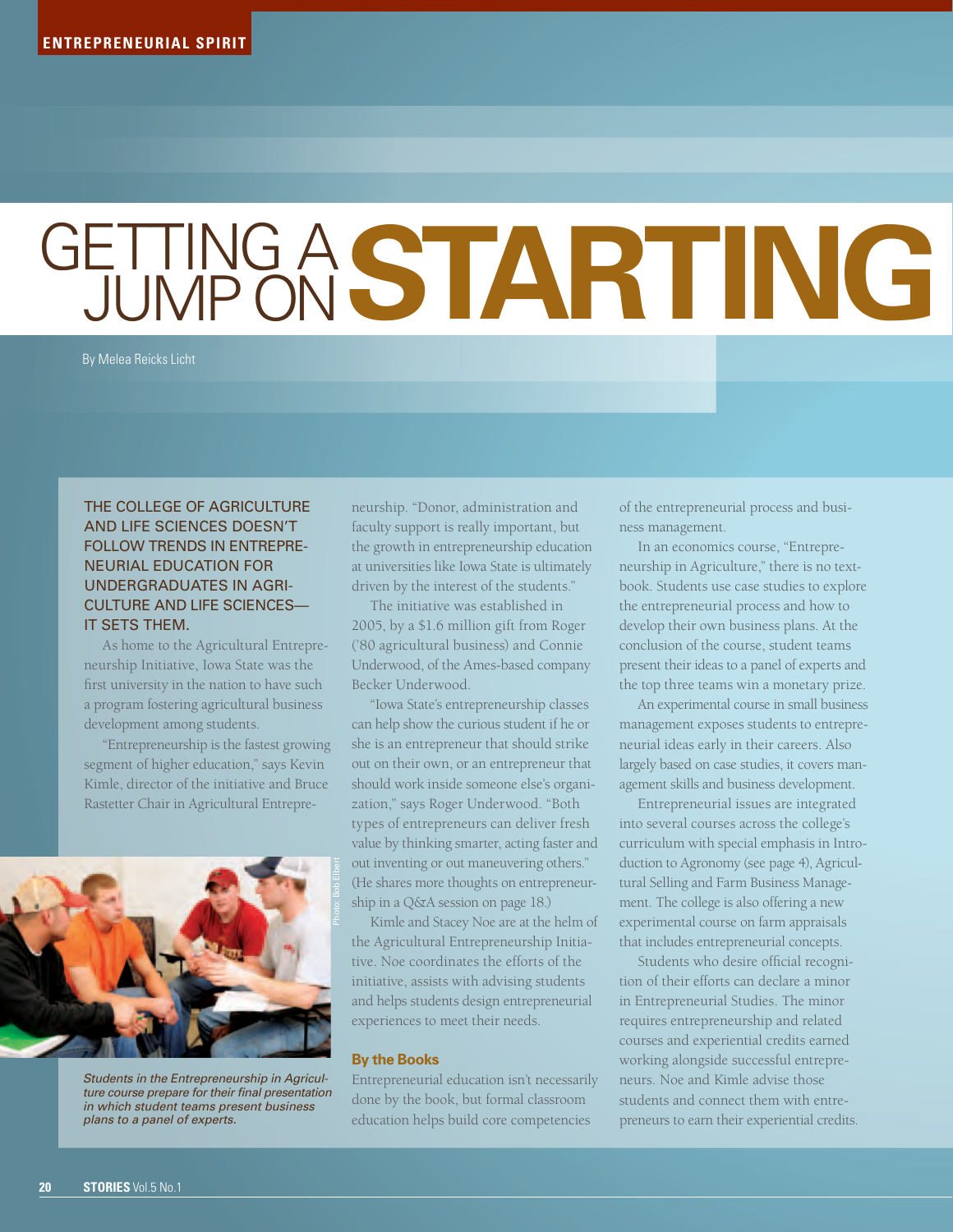ENTREPRENEURIAL SPIRIT

# GETTING A JUMP ON STARTING

By Melea Reicks Licht

THE COLLEGE OF AGRICULTURE AND LIFE SCIENCES DOESN'T FOLLOW TRENDS IN ENTREPRENEURIAL EDUCATION FOR UNDERGRADUATES IN AGRICULTURE AND LIFE SCIENCES—IT SETS THEM.

As home to the Agricultural Entrepreneurship Initiative, Iowa State was the first university in the nation to have such a program fostering agricultural business development among students.

"Entrepreneurship is the fastest growing segment of higher education," says Kevin Kimle, director of the initiative and Bruce Rastetter Chair in Agricultural Entrepreneurship. "Donor, administration and faculty support is really important, but the growth in entrepreneurship education at universities like Iowa State is ultimately driven by the interest of the students."

The initiative was established in 2005, by a $1.6 million gift from Roger ('80 agricultural business) and Connie Underwood, of the Ames-based company Becker Underwood.

"Iowa State's entrepreneurship classes can help show the curious student if he or she is an entrepreneur that should strike out on their own, or an entrepreneur that should work inside someone else's organization," says Roger Underwood. "Both types of entrepreneurs can deliver fresh value by thinking smarter, acting faster and out inventing or out maneuvering others." (He shares more thoughts on entrepreneurship in a Q&A session on page 18.)

Kimle and Stacey Noe are at the helm of the Agricultural Entrepreneurship Initiative. Noe coordinates the efforts of the initiative, assists with advising students and helps students design entrepreneurial experiences to meet their needs.

*Students in the Entrepreneurship in Agriculture course prepare for their final presentation in which student teams present business plans to a panel of experts.*

Photo: Bob Elbert

### By the Books

Entrepreneurial education isn't necessarily done by the book, but formal classroom education helps build core competencies of the entrepreneurial process and business management.

In an economics course, "Entrepreneurship in Agriculture," there is no textbook. Students use case studies to explore the entrepreneurial process and how to develop their own business plans. At the conclusion of the course, student teams present their ideas to a panel of experts and the top three teams win a monetary prize.

An experimental course in small business management exposes students to entrepreneurial ideas early in their careers. Also largely based on case studies, it covers management skills and business development.

Entrepreneurial issues are integrated into several courses across the college's curriculum with special emphasis in Introduction to Agronomy (see page 4), Agricultural Selling and Farm Business Management. The college is also offering a new experimental course on farm appraisals that includes entrepreneurial concepts.

Students who desire official recognition of their efforts can declare a minor in Entrepreneurial Studies. The minor requires entrepreneurship and related courses and experiential credits earned working alongside successful entrepreneurs. Noe and Kimle advise those students and connect them with entrepreneurs to earn their experiential credits.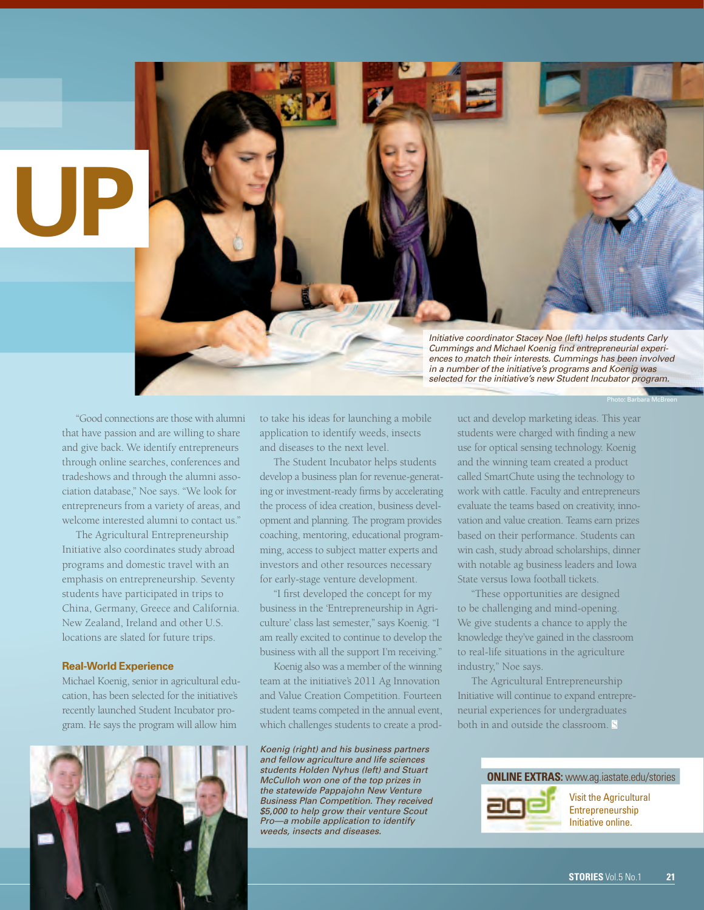# UP

*Initiative coordinator Stacey Noe (left) helps students Carly Cummings and Michael Koenig find entrepreneurial experiences to match their interests. Cummings has been involved in a number of the initiative's programs and Koenig was selected for the initiative's new Student Incubator program.*

Photo: Barbara McBreen

"Good connections are those with alumni that have passion and are willing to share and give back. We identify entrepreneurs through online searches, conferences and tradeshows and through the alumni association database," Noe says. "We look for entrepreneurs from a variety of areas, and welcome interested alumni to contact us."

The Agricultural Entrepreneurship Initiative also coordinates study abroad programs and domestic travel with an emphasis on entrepreneurship. Seventy students have participated in trips to China, Germany, Greece and California. New Zealand, Ireland and other U.S. locations are slated for future trips.

### Real-World Experience

Michael Koenig, senior in agricultural education, has been selected for the initiative's recently launched Student Incubator program. He says the program will allow him to take his ideas for launching a mobile application to identify weeds, insects and diseases to the next level.

The Student Incubator helps students develop a business plan for revenue-generating or investment-ready firms by accelerating the process of idea creation, business development and planning. The program provides coaching, mentoring, educational programming, access to subject matter experts and investors and other resources necessary for early-stage venture development.

"I first developed the concept for my business in the 'Entrepreneurship in Agriculture' class last semester," says Koenig. "I am really excited to continue to develop the business with all the support I'm receiving."

Koenig also was a member of the winning team at the initiative's 2011 Ag Innovation and Value Creation Competition. Fourteen student teams competed in the annual event, which challenges students to create a product and develop marketing ideas. This year students were charged with finding a new use for optical sensing technology. Koenig and the winning team created a product called SmartChute using the technology to work with cattle. Faculty and entrepreneurs evaluate the teams based on creativity, innovation and value creation. Teams earn prizes based on their performance. Students can win cash, study abroad scholarships, dinner with notable ag business leaders and Iowa State versus Iowa football tickets.

"These opportunities are designed to be challenging and mind-opening. We give students a chance to apply the knowledge they've gained in the classroom to real-life situations in the agriculture industry," Noe says.

The Agricultural Entrepreneurship Initiative will continue to expand entrepreneurial experiences for undergraduates both in and outside the classroom.

*Koenig (right) and his business partners and fellow agriculture and life sciences students Holden Nyhus (left) and Stuart McCulloh won one of the top prizes in the statewide Pappajohn New Venture Business Plan Competition. They received $5,000 to help grow their venture Scout Pro—a mobile application to identify weeds, insects and diseases.*

**ONLINE EXTRAS:** www.ag.iastate.edu/stories

Visit the Agricultural Entrepreneurship Initiative online.